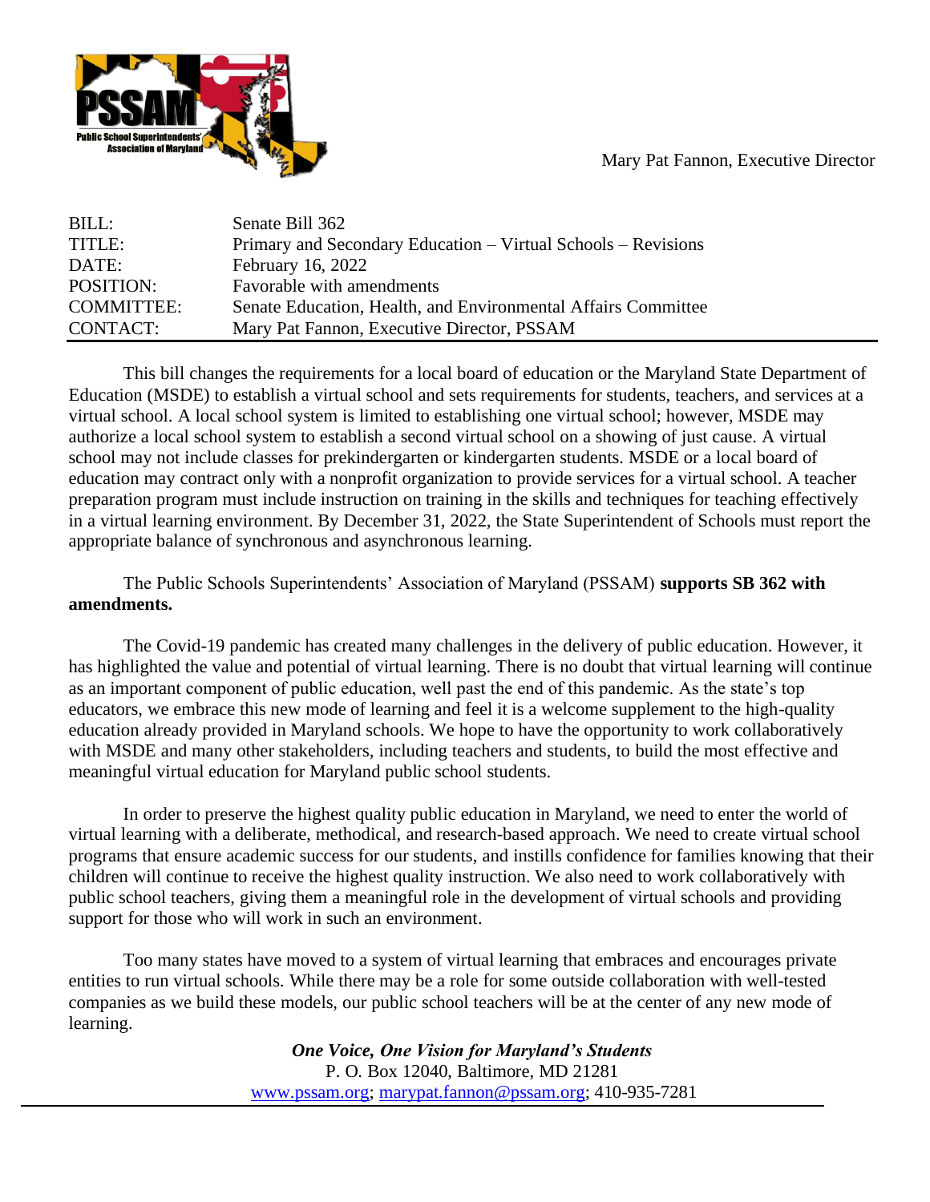Mary Pat Fannon, Executive Director

| | |
|---|---|
| BILL: | Senate Bill 362 |
| TITLE: | Primary and Secondary Education – Virtual Schools – Revisions |
| DATE: | February 16, 2022 |
| POSITION: | Favorable with amendments |
| COMMITTEE: | Senate Education, Health, and Environmental Affairs Committee |
| CONTACT: | Mary Pat Fannon, Executive Director, PSSAM |

This bill changes the requirements for a local board of education or the Maryland State Department of Education (MSDE) to establish a virtual school and sets requirements for students, teachers, and services at a virtual school. A local school system is limited to establishing one virtual school; however, MSDE may authorize a local school system to establish a second virtual school on a showing of just cause. A virtual school may not include classes for prekindergarten or kindergarten students. MSDE or a local board of education may contract only with a nonprofit organization to provide services for a virtual school. A teacher preparation program must include instruction on training in the skills and techniques for teaching effectively in a virtual learning environment. By December 31, 2022, the State Superintendent of Schools must report the appropriate balance of synchronous and asynchronous learning.

The Public Schools Superintendents' Association of Maryland (PSSAM) **supports SB 362 with amendments.**

The Covid-19 pandemic has created many challenges in the delivery of public education. However, it has highlighted the value and potential of virtual learning. There is no doubt that virtual learning will continue as an important component of public education, well past the end of this pandemic. As the state's top educators, we embrace this new mode of learning and feel it is a welcome supplement to the high-quality education already provided in Maryland schools. We hope to have the opportunity to work collaboratively with MSDE and many other stakeholders, including teachers and students, to build the most effective and meaningful virtual education for Maryland public school students.

In order to preserve the highest quality public education in Maryland, we need to enter the world of virtual learning with a deliberate, methodical, and research-based approach. We need to create virtual school programs that ensure academic success for our students, and instills confidence for families knowing that their children will continue to receive the highest quality instruction. We also need to work collaboratively with public school teachers, giving them a meaningful role in the development of virtual schools and providing support for those who will work in such an environment.

Too many states have moved to a system of virtual learning that embraces and encourages private entities to run virtual schools. While there may be a role for some outside collaboration with well-tested companies as we build these models, our public school teachers will be at the center of any new mode of learning.

***One Voice, One Vision for Maryland's Students***
P. O. Box 12040, Baltimore, MD 21281
www.pssam.org; marypat.fannon@pssam.org; 410-935-7281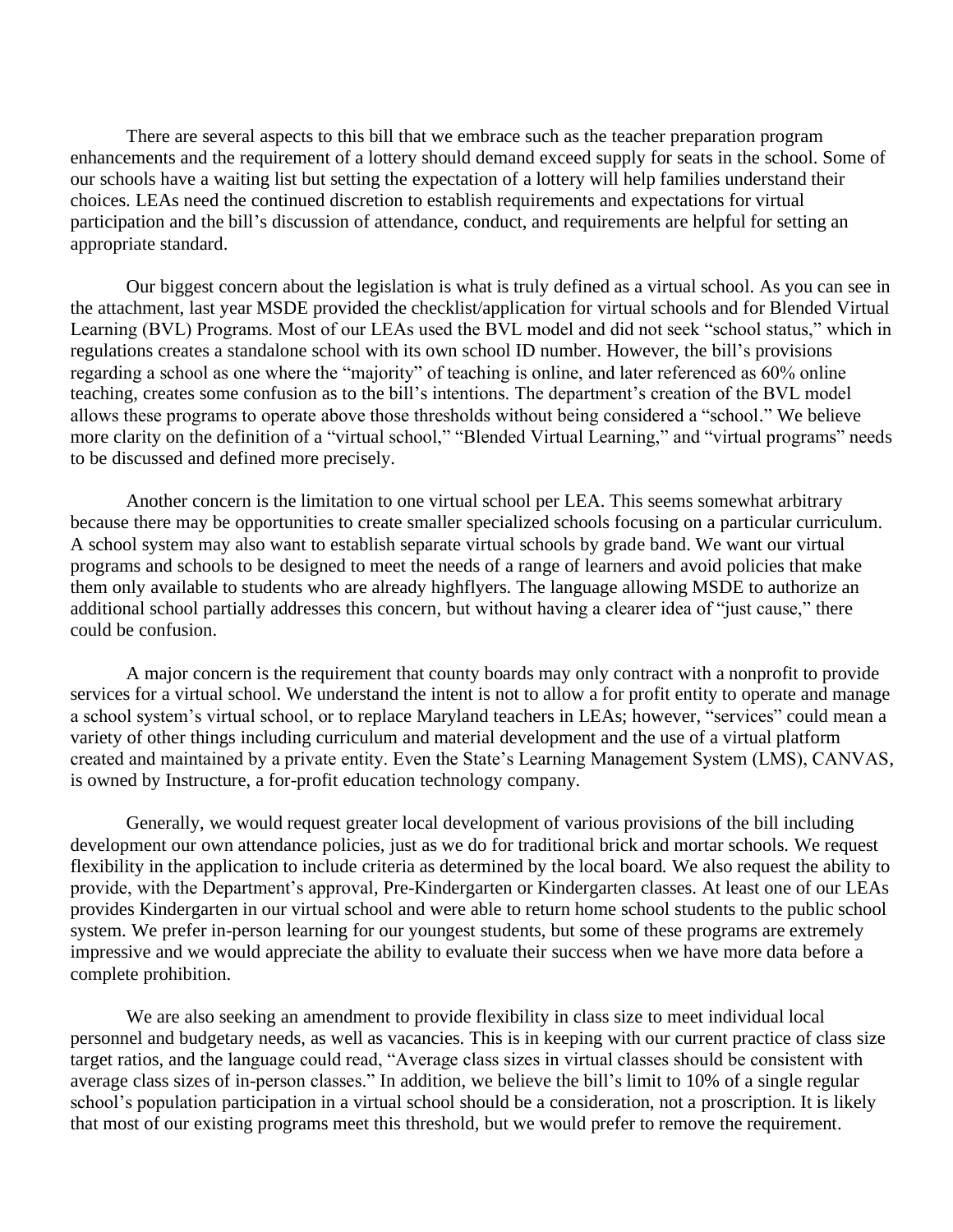There are several aspects to this bill that we embrace such as the teacher preparation program enhancements and the requirement of a lottery should demand exceed supply for seats in the school. Some of our schools have a waiting list but setting the expectation of a lottery will help families understand their choices. LEAs need the continued discretion to establish requirements and expectations for virtual participation and the bill's discussion of attendance, conduct, and requirements are helpful for setting an appropriate standard.

Our biggest concern about the legislation is what is truly defined as a virtual school. As you can see in the attachment, last year MSDE provided the checklist/application for virtual schools and for Blended Virtual Learning (BVL) Programs. Most of our LEAs used the BVL model and did not seek "school status," which in regulations creates a standalone school with its own school ID number. However, the bill's provisions regarding a school as one where the "majority" of teaching is online, and later referenced as 60% online teaching, creates some confusion as to the bill's intentions. The department's creation of the BVL model allows these programs to operate above those thresholds without being considered a "school." We believe more clarity on the definition of a "virtual school," "Blended Virtual Learning," and "virtual programs" needs to be discussed and defined more precisely.

Another concern is the limitation to one virtual school per LEA. This seems somewhat arbitrary because there may be opportunities to create smaller specialized schools focusing on a particular curriculum. A school system may also want to establish separate virtual schools by grade band. We want our virtual programs and schools to be designed to meet the needs of a range of learners and avoid policies that make them only available to students who are already highflyers. The language allowing MSDE to authorize an additional school partially addresses this concern, but without having a clearer idea of "just cause," there could be confusion.

A major concern is the requirement that county boards may only contract with a nonprofit to provide services for a virtual school. We understand the intent is not to allow a for profit entity to operate and manage a school system's virtual school, or to replace Maryland teachers in LEAs; however, "services" could mean a variety of other things including curriculum and material development and the use of a virtual platform created and maintained by a private entity. Even the State's Learning Management System (LMS), CANVAS, is owned by Instructure, a for-profit education technology company.

Generally, we would request greater local development of various provisions of the bill including development our own attendance policies, just as we do for traditional brick and mortar schools. We request flexibility in the application to include criteria as determined by the local board. We also request the ability to provide, with the Department's approval, Pre-Kindergarten or Kindergarten classes. At least one of our LEAs provides Kindergarten in our virtual school and were able to return home school students to the public school system. We prefer in-person learning for our youngest students, but some of these programs are extremely impressive and we would appreciate the ability to evaluate their success when we have more data before a complete prohibition.

We are also seeking an amendment to provide flexibility in class size to meet individual local personnel and budgetary needs, as well as vacancies. This is in keeping with our current practice of class size target ratios, and the language could read, "Average class sizes in virtual classes should be consistent with average class sizes of in-person classes." In addition, we believe the bill's limit to 10% of a single regular school's population participation in a virtual school should be a consideration, not a proscription. It is likely that most of our existing programs meet this threshold, but we would prefer to remove the requirement.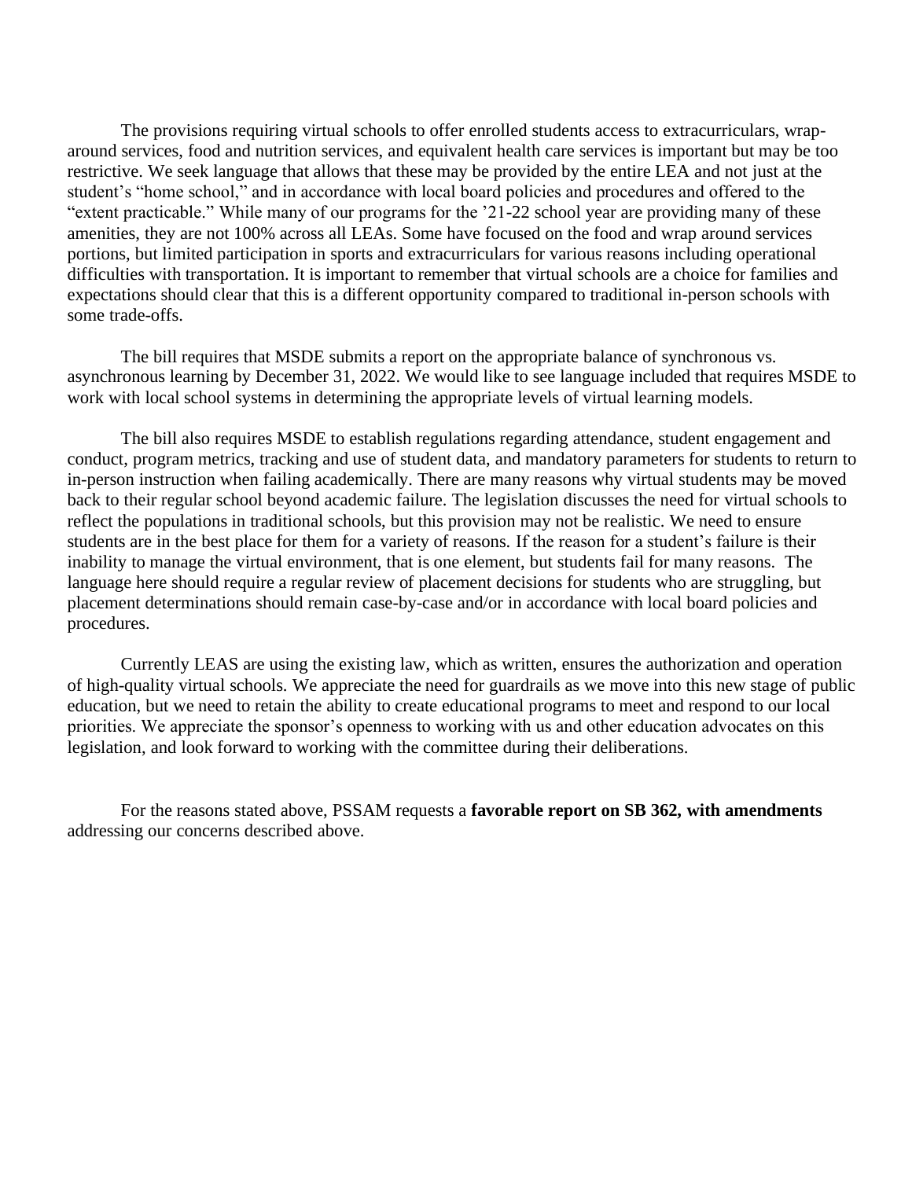The provisions requiring virtual schools to offer enrolled students access to extracurriculars, wrap-around services, food and nutrition services, and equivalent health care services is important but may be too restrictive. We seek language that allows that these may be provided by the entire LEA and not just at the student's "home school," and in accordance with local board policies and procedures and offered to the "extent practicable." While many of our programs for the '21-22 school year are providing many of these amenities, they are not 100% across all LEAs. Some have focused on the food and wrap around services portions, but limited participation in sports and extracurriculars for various reasons including operational difficulties with transportation. It is important to remember that virtual schools are a choice for families and expectations should clear that this is a different opportunity compared to traditional in-person schools with some trade-offs.

The bill requires that MSDE submits a report on the appropriate balance of synchronous vs. asynchronous learning by December 31, 2022. We would like to see language included that requires MSDE to work with local school systems in determining the appropriate levels of virtual learning models.

The bill also requires MSDE to establish regulations regarding attendance, student engagement and conduct, program metrics, tracking and use of student data, and mandatory parameters for students to return to in-person instruction when failing academically. There are many reasons why virtual students may be moved back to their regular school beyond academic failure. The legislation discusses the need for virtual schools to reflect the populations in traditional schools, but this provision may not be realistic. We need to ensure students are in the best place for them for a variety of reasons. If the reason for a student's failure is their inability to manage the virtual environment, that is one element, but students fail for many reasons. The language here should require a regular review of placement decisions for students who are struggling, but placement determinations should remain case-by-case and/or in accordance with local board policies and procedures.

Currently LEAS are using the existing law, which as written, ensures the authorization and operation of high-quality virtual schools. We appreciate the need for guardrails as we move into this new stage of public education, but we need to retain the ability to create educational programs to meet and respond to our local priorities. We appreciate the sponsor's openness to working with us and other education advocates on this legislation, and look forward to working with the committee during their deliberations.

For the reasons stated above, PSSAM requests a **favorable report on SB 362, with amendments** addressing our concerns described above.